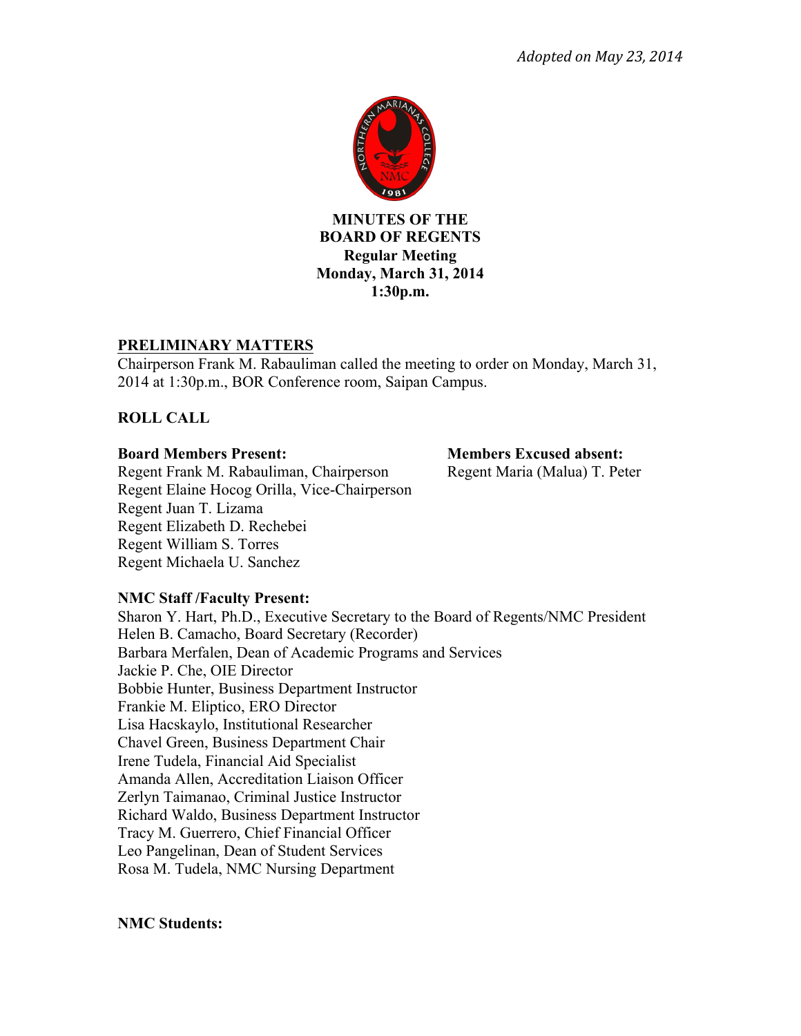*Adopted on May 23, 2014*

**MINUTES OF THE**
**BOARD OF REGENTS**
**Regular Meeting**
**Monday, March 31, 2014**
**1:30p.m.**

## PRELIMINARY MATTERS

Chairperson Frank M. Rabauliman called the meeting to order on Monday, March 31, 2014 at 1:30p.m., BOR Conference room, Saipan Campus.

## ROLL CALL

**Board Members Present:**
Regent Frank M. Rabauliman, Chairperson
Regent Elaine Hocog Orilla, Vice-Chairperson
Regent Juan T. Lizama
Regent Elizabeth D. Rechebei
Regent William S. Torres
Regent Michaela U. Sanchez

**Members Excused absent:**
Regent Maria (Malua) T. Peter

**NMC Staff /Faculty Present:**
Sharon Y. Hart, Ph.D., Executive Secretary to the Board of Regents/NMC President
Helen B. Camacho, Board Secretary (Recorder)
Barbara Merfalen, Dean of Academic Programs and Services
Jackie P. Che, OIE Director
Bobbie Hunter, Business Department Instructor
Frankie M. Eliptico, ERO Director
Lisa Hacskaylo, Institutional Researcher
Chavel Green, Business Department Chair
Irene Tudela, Financial Aid Specialist
Amanda Allen, Accreditation Liaison Officer
Zerlyn Taimanao, Criminal Justice Instructor
Richard Waldo, Business Department Instructor
Tracy M. Guerrero, Chief Financial Officer
Leo Pangelinan, Dean of Student Services
Rosa M. Tudela, NMC Nursing Department

**NMC Students:**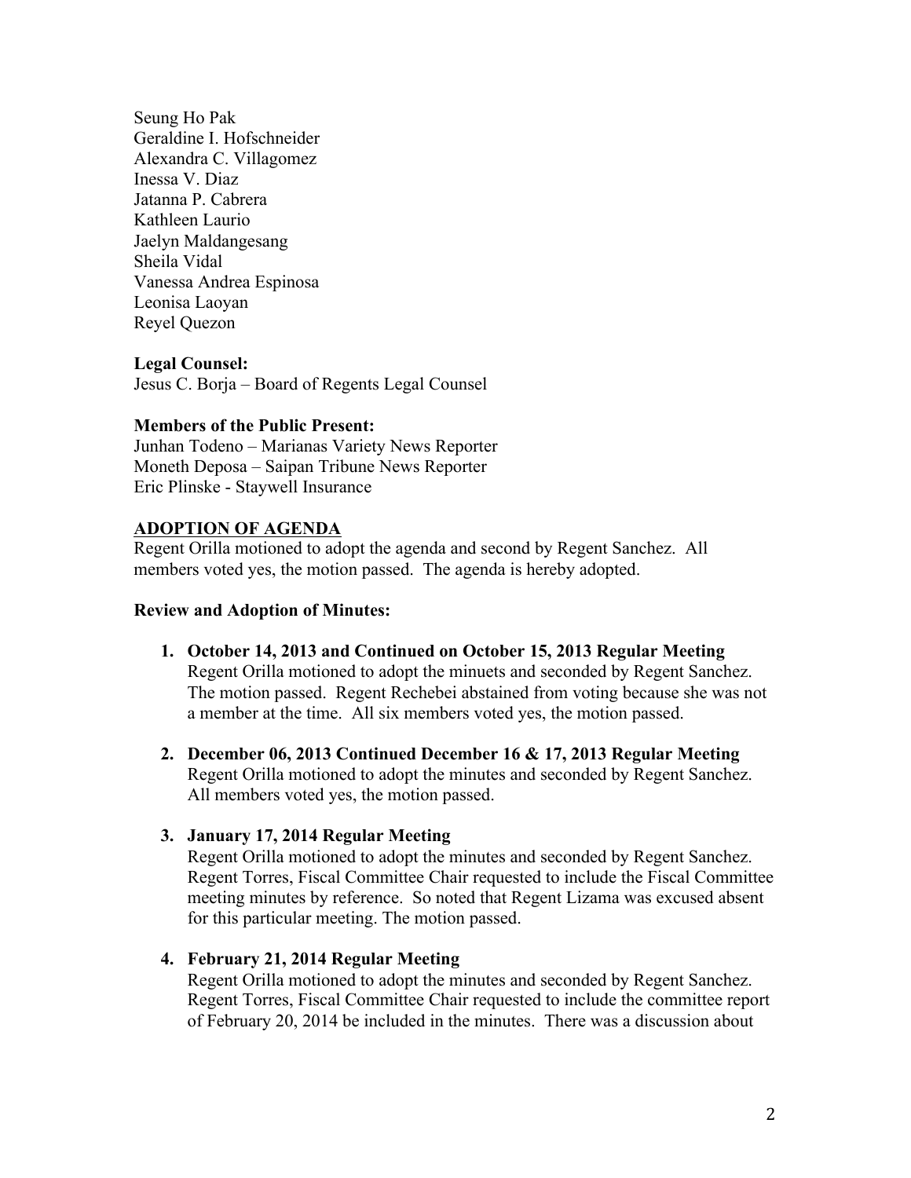Seung Ho Pak
Geraldine I. Hofschneider
Alexandra C. Villagomez
Inessa V. Diaz
Jatanna P. Cabrera
Kathleen Laurio
Jaelyn Maldangesang
Sheila Vidal
Vanessa Andrea Espinosa
Leonisa Laoyan
Reyel Quezon

**Legal Counsel:**
Jesus C. Borja – Board of Regents Legal Counsel

**Members of the Public Present:**
Junhan Todeno – Marianas Variety News Reporter
Moneth Deposa – Saipan Tribune News Reporter
Eric Plinske - Staywell Insurance

**ADOPTION OF AGENDA**

Regent Orilla motioned to adopt the agenda and second by Regent Sanchez. All members voted yes, the motion passed. The agenda is hereby adopted.

**Review and Adoption of Minutes:**

1. **October 14, 2013 and Continued on October 15, 2013 Regular Meeting**
   Regent Orilla motioned to adopt the minuets and seconded by Regent Sanchez. The motion passed. Regent Rechebei abstained from voting because she was not a member at the time. All six members voted yes, the motion passed.

2. **December 06, 2013 Continued December 16 & 17, 2013 Regular Meeting**
   Regent Orilla motioned to adopt the minutes and seconded by Regent Sanchez. All members voted yes, the motion passed.

3. **January 17, 2014 Regular Meeting**
   Regent Orilla motioned to adopt the minutes and seconded by Regent Sanchez. Regent Torres, Fiscal Committee Chair requested to include the Fiscal Committee meeting minutes by reference. So noted that Regent Lizama was excused absent for this particular meeting. The motion passed.

4. **February 21, 2014 Regular Meeting**
   Regent Orilla motioned to adopt the minutes and seconded by Regent Sanchez. Regent Torres, Fiscal Committee Chair requested to include the committee report of February 20, 2014 be included in the minutes. There was a discussion about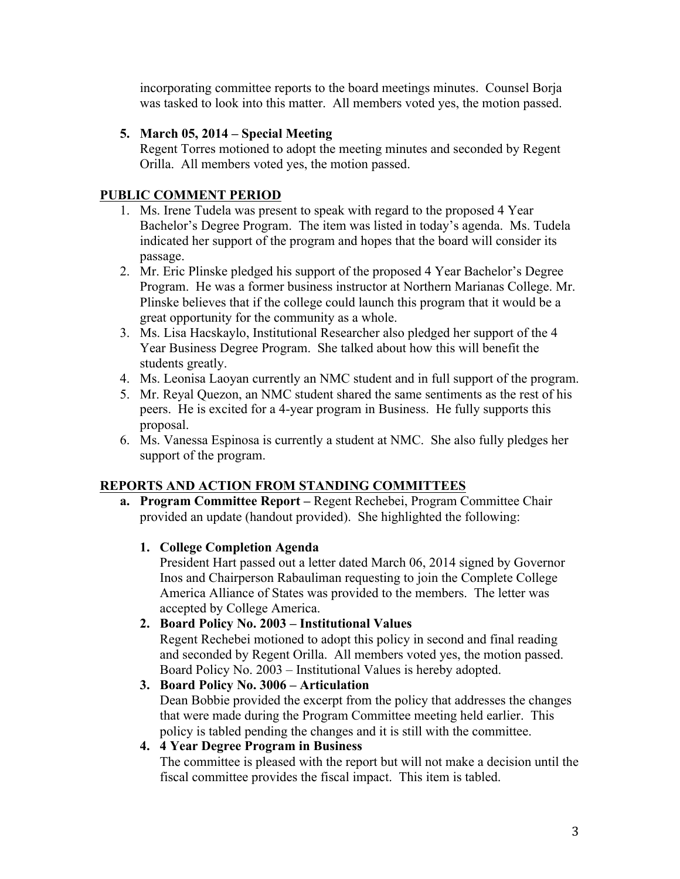incorporating committee reports to the board meetings minutes. Counsel Borja was tasked to look into this matter. All members voted yes, the motion passed.

5. **March 05, 2014 – Special Meeting**
   Regent Torres motioned to adopt the meeting minutes and seconded by Regent Orilla. All members voted yes, the motion passed.

## PUBLIC COMMENT PERIOD

1. Ms. Irene Tudela was present to speak with regard to the proposed 4 Year Bachelor's Degree Program. The item was listed in today's agenda. Ms. Tudela indicated her support of the program and hopes that the board will consider its passage.
2. Mr. Eric Plinske pledged his support of the proposed 4 Year Bachelor's Degree Program. He was a former business instructor at Northern Marianas College. Mr. Plinske believes that if the college could launch this program that it would be a great opportunity for the community as a whole.
3. Ms. Lisa Hacskaylo, Institutional Researcher also pledged her support of the 4 Year Business Degree Program. She talked about how this will benefit the students greatly.
4. Ms. Leonisa Laoyan currently an NMC student and in full support of the program.
5. Mr. Reyal Quezon, an NMC student shared the same sentiments as the rest of his peers. He is excited for a 4-year program in Business. He fully supports this proposal.
6. Ms. Vanessa Espinosa is currently a student at NMC. She also fully pledges her support of the program.

## REPORTS AND ACTION FROM STANDING COMMITTEES

a. **Program Committee Report –** Regent Rechebei, Program Committee Chair provided an update (handout provided). She highlighted the following:

1. **College Completion Agenda**
   President Hart passed out a letter dated March 06, 2014 signed by Governor Inos and Chairperson Rabauliman requesting to join the Complete College America Alliance of States was provided to the members. The letter was accepted by College America.
2. **Board Policy No. 2003 – Institutional Values**
   Regent Rechebei motioned to adopt this policy in second and final reading and seconded by Regent Orilla. All members voted yes, the motion passed. Board Policy No. 2003 – Institutional Values is hereby adopted.
3. **Board Policy No. 3006 – Articulation**
   Dean Bobbie provided the excerpt from the policy that addresses the changes that were made during the Program Committee meeting held earlier. This policy is tabled pending the changes and it is still with the committee.
4. **4 Year Degree Program in Business**
   The committee is pleased with the report but will not make a decision until the fiscal committee provides the fiscal impact. This item is tabled.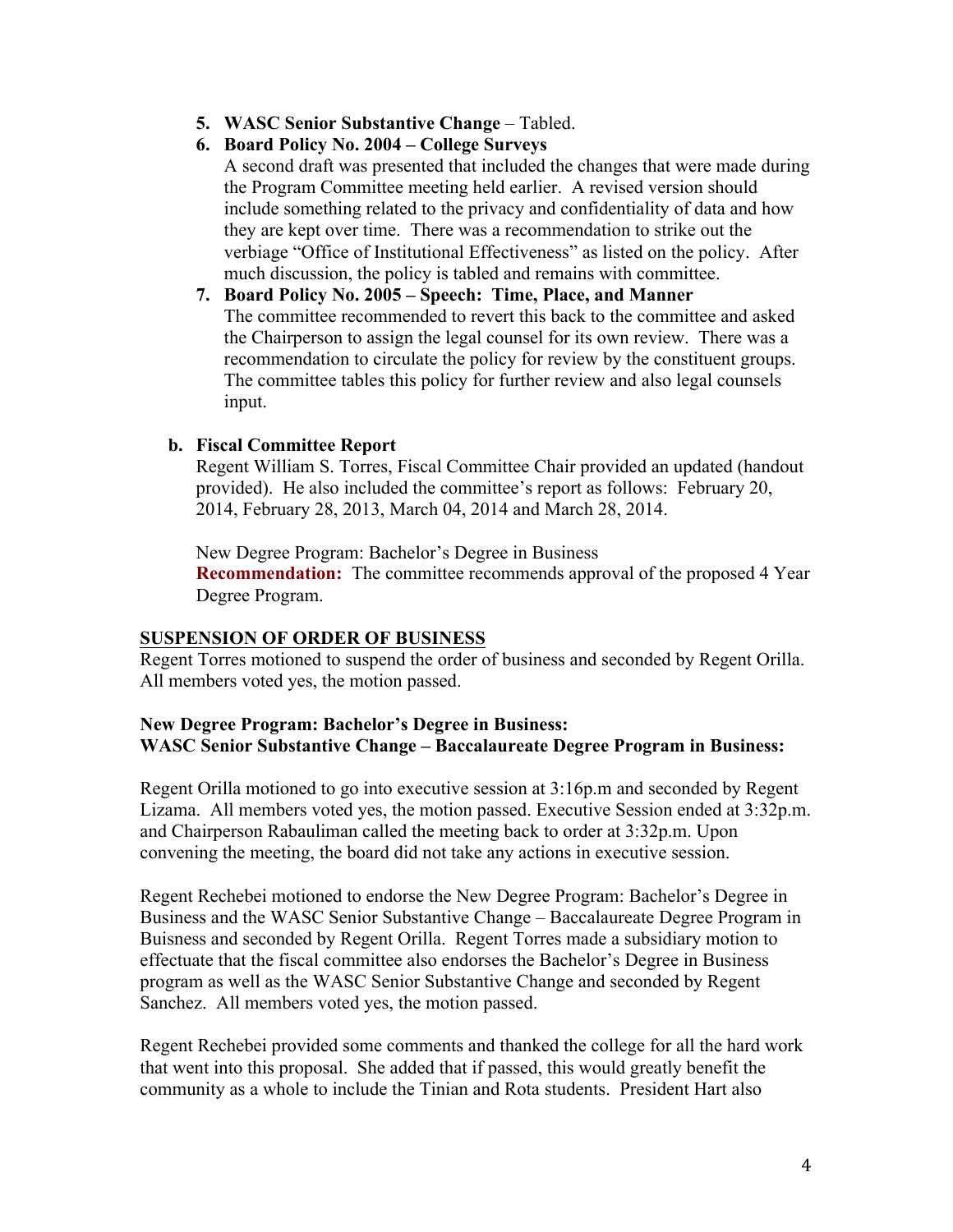5. **WASC Senior Substantive Change** – Tabled.
6. **Board Policy No. 2004 – College Surveys**
   A second draft was presented that included the changes that were made during the Program Committee meeting held earlier. A revised version should include something related to the privacy and confidentiality of data and how they are kept over time. There was a recommendation to strike out the verbiage "Office of Institutional Effectiveness" as listed on the policy. After much discussion, the policy is tabled and remains with committee.
7. **Board Policy No. 2005 – Speech: Time, Place, and Manner**
   The committee recommended to revert this back to the committee and asked the Chairperson to assign the legal counsel for its own review. There was a recommendation to circulate the policy for review by the constituent groups. The committee tables this policy for further review and also legal counsels input.

**b. Fiscal Committee Report**

Regent William S. Torres, Fiscal Committee Chair provided an updated (handout provided). He also included the committee's report as follows: February 20, 2014, February 28, 2013, March 04, 2014 and March 28, 2014.

New Degree Program: Bachelor's Degree in Business
**Recommendation:** The committee recommends approval of the proposed 4 Year Degree Program.

## SUSPENSION OF ORDER OF BUSINESS

Regent Torres motioned to suspend the order of business and seconded by Regent Orilla. All members voted yes, the motion passed.

**New Degree Program: Bachelor's Degree in Business:**
**WASC Senior Substantive Change – Baccalaureate Degree Program in Business:**

Regent Orilla motioned to go into executive session at 3:16p.m and seconded by Regent Lizama. All members voted yes, the motion passed. Executive Session ended at 3:32p.m. and Chairperson Rabauliman called the meeting back to order at 3:32p.m. Upon convening the meeting, the board did not take any actions in executive session.

Regent Rechebei motioned to endorse the New Degree Program: Bachelor's Degree in Business and the WASC Senior Substantive Change – Baccalaureate Degree Program in Buisness and seconded by Regent Orilla. Regent Torres made a subsidiary motion to effectuate that the fiscal committee also endorses the Bachelor's Degree in Business program as well as the WASC Senior Substantive Change and seconded by Regent Sanchez. All members voted yes, the motion passed.

Regent Rechebei provided some comments and thanked the college for all the hard work that went into this proposal. She added that if passed, this would greatly benefit the community as a whole to include the Tinian and Rota students. President Hart also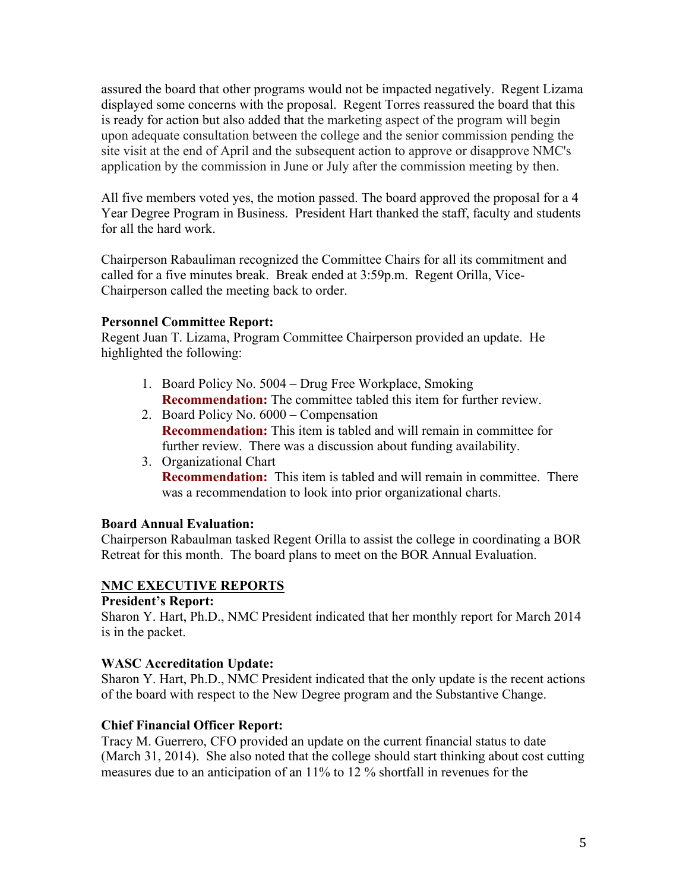assured the board that other programs would not be impacted negatively. Regent Lizama displayed some concerns with the proposal. Regent Torres reassured the board that this is ready for action but also added that the marketing aspect of the program will begin upon adequate consultation between the college and the senior commission pending the site visit at the end of April and the subsequent action to approve or disapprove NMC's application by the commission in June or July after the commission meeting by then.

All five members voted yes, the motion passed. The board approved the proposal for a 4 Year Degree Program in Business. President Hart thanked the staff, faculty and students for all the hard work.

Chairperson Rabauliman recognized the Committee Chairs for all its commitment and called for a five minutes break. Break ended at 3:59p.m. Regent Orilla, Vice-Chairperson called the meeting back to order.

**Personnel Committee Report:**
Regent Juan T. Lizama, Program Committee Chairperson provided an update. He highlighted the following:

1. Board Policy No. 5004 – Drug Free Workplace, Smoking
   **Recommendation:** The committee tabled this item for further review.
2. Board Policy No. 6000 – Compensation
   **Recommendation:** This item is tabled and will remain in committee for further review. There was a discussion about funding availability.
3. Organizational Chart
   **Recommendation:** This item is tabled and will remain in committee. There was a recommendation to look into prior organizational charts.

**Board Annual Evaluation:**
Chairperson Rabaulman tasked Regent Orilla to assist the college in coordinating a BOR Retreat for this month. The board plans to meet on the BOR Annual Evaluation.

<u>**NMC EXECUTIVE REPORTS**</u>

**President's Report:**
Sharon Y. Hart, Ph.D., NMC President indicated that her monthly report for March 2014 is in the packet.

**WASC Accreditation Update:**
Sharon Y. Hart, Ph.D., NMC President indicated that the only update is the recent actions of the board with respect to the New Degree program and the Substantive Change.

**Chief Financial Officer Report:**
Tracy M. Guerrero, CFO provided an update on the current financial status to date (March 31, 2014). She also noted that the college should start thinking about cost cutting measures due to an anticipation of an 11% to 12 % shortfall in revenues for the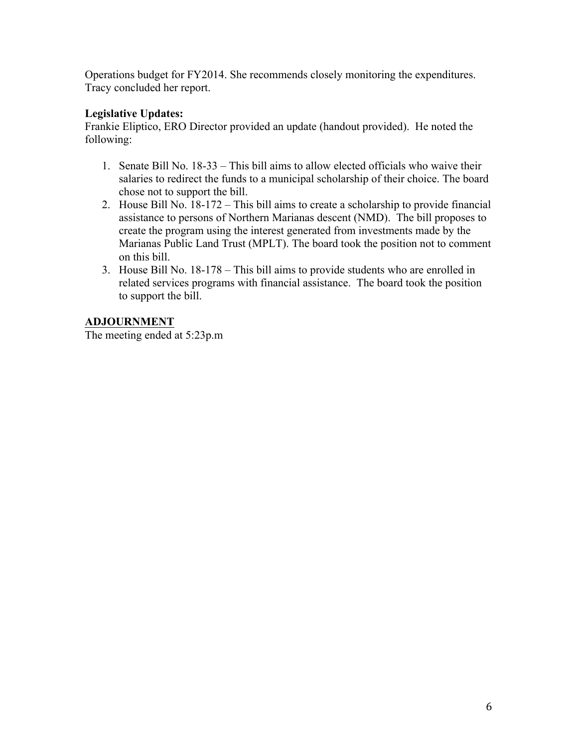Operations budget for FY2014. She recommends closely monitoring the expenditures. Tracy concluded her report.

**Legislative Updates:**

Frankie Eliptico, ERO Director provided an update (handout provided). He noted the following:

1. Senate Bill No. 18-33 – This bill aims to allow elected officials who waive their salaries to redirect the funds to a municipal scholarship of their choice. The board chose not to support the bill.
2. House Bill No. 18-172 – This bill aims to create a scholarship to provide financial assistance to persons of Northern Marianas descent (NMD). The bill proposes to create the program using the interest generated from investments made by the Marianas Public Land Trust (MPLT). The board took the position not to comment on this bill.
3. House Bill No. 18-178 – This bill aims to provide students who are enrolled in related services programs with financial assistance. The board took the position to support the bill.

**ADJOURNMENT**

The meeting ended at 5:23p.m